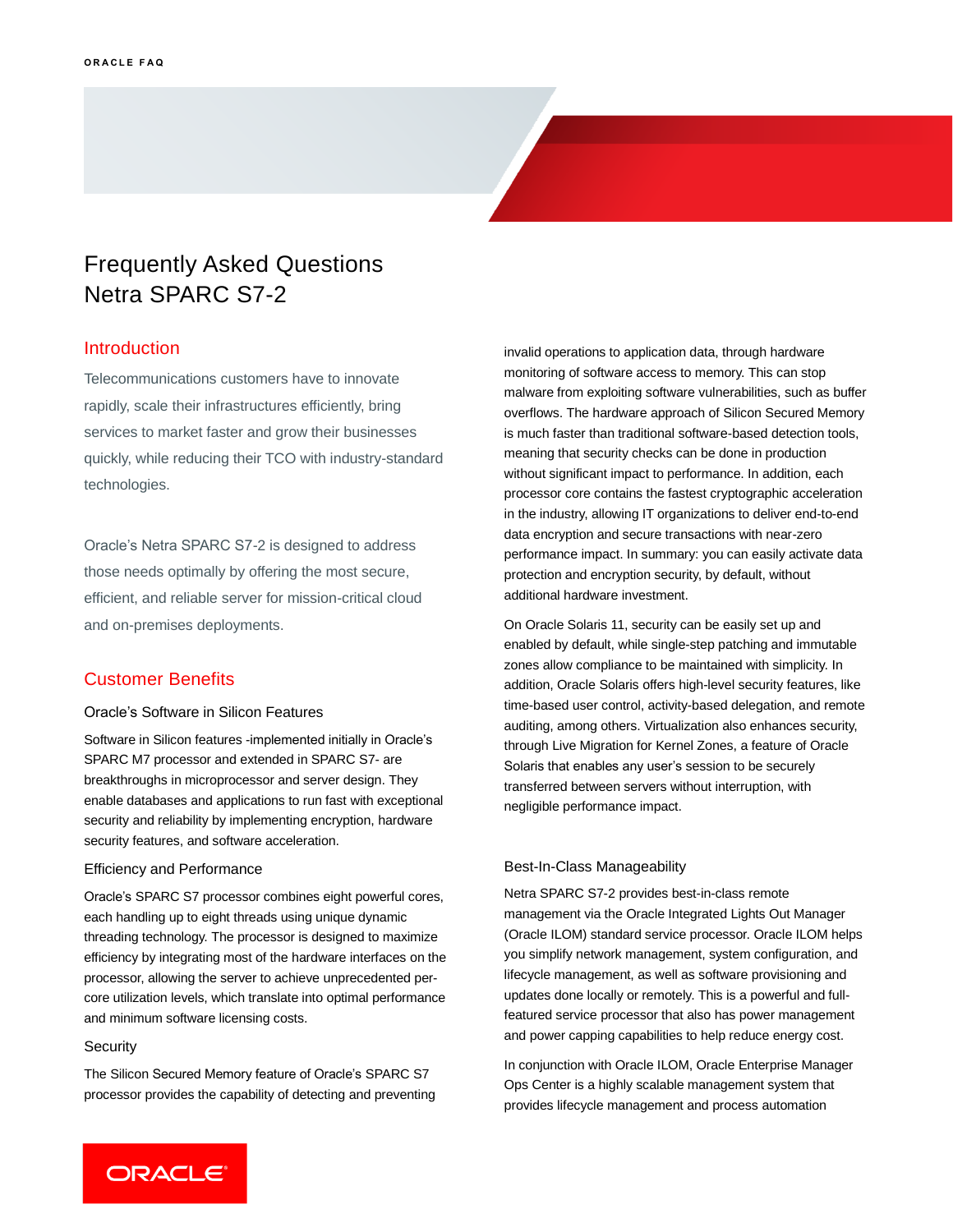# Frequently Asked Questions
# Netra SPARC S7-2

## Introduction

Telecommunications customers have to innovate rapidly, scale their infrastructures efficiently, bring services to market faster and grow their businesses quickly, while reducing their TCO with industry-standard technologies.

Oracle's Netra SPARC S7-2 is designed to address those needs optimally by offering the most secure, efficient, and reliable server for mission-critical cloud and on-premises deployments.

## Customer Benefits

### Oracle's Software in Silicon Features

Software in Silicon features -implemented initially in Oracle's SPARC M7 processor and extended in SPARC S7- are breakthroughs in microprocessor and server design. They enable databases and applications to run fast with exceptional security and reliability by implementing encryption, hardware security features, and software acceleration.

### Efficiency and Performance

Oracle's SPARC S7 processor combines eight powerful cores, each handling up to eight threads using unique dynamic threading technology. The processor is designed to maximize efficiency by integrating most of the hardware interfaces on the processor, allowing the server to achieve unprecedented per-core utilization levels, which translate into optimal performance and minimum software licensing costs.

### Security

The Silicon Secured Memory feature of Oracle's SPARC S7 processor provides the capability of detecting and preventing invalid operations to application data, through hardware monitoring of software access to memory. This can stop malware from exploiting software vulnerabilities, such as buffer overflows. The hardware approach of Silicon Secured Memory is much faster than traditional software-based detection tools, meaning that security checks can be done in production without significant impact to performance. In addition, each processor core contains the fastest cryptographic acceleration in the industry, allowing IT organizations to deliver end-to-end data encryption and secure transactions with near-zero performance impact. In summary: you can easily activate data protection and encryption security, by default, without additional hardware investment.

On Oracle Solaris 11, security can be easily set up and enabled by default, while single-step patching and immutable zones allow compliance to be maintained with simplicity. In addition, Oracle Solaris offers high-level security features, like time-based user control, activity-based delegation, and remote auditing, among others. Virtualization also enhances security, through Live Migration for Kernel Zones, a feature of Oracle Solaris that enables any user's session to be securely transferred between servers without interruption, with negligible performance impact.

### Best-In-Class Manageability

Netra SPARC S7-2 provides best-in-class remote management via the Oracle Integrated Lights Out Manager (Oracle ILOM) standard service processor. Oracle ILOM helps you simplify network management, system configuration, and lifecycle management, as well as software provisioning and updates done locally or remotely. This is a powerful and full-featured service processor that also has power management and power capping capabilities to help reduce energy cost.

In conjunction with Oracle ILOM, Oracle Enterprise Manager Ops Center is a highly scalable management system that provides lifecycle management and process automation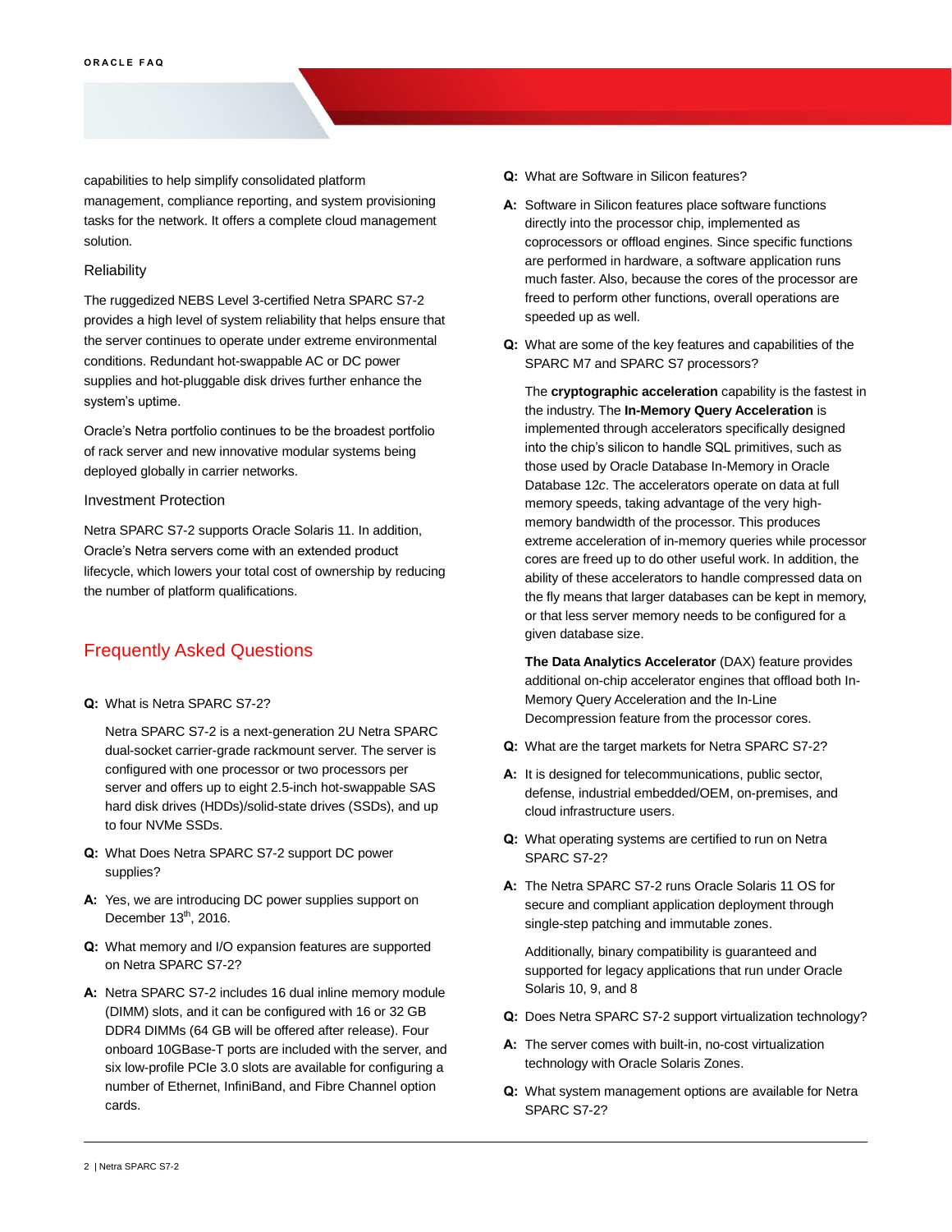capabilities to help simplify consolidated platform management, compliance reporting, and system provisioning tasks for the network. It offers a complete cloud management solution.

### Reliability

The ruggedized NEBS Level 3-certified Netra SPARC S7-2 provides a high level of system reliability that helps ensure that the server continues to operate under extreme environmental conditions. Redundant hot-swappable AC or DC power supplies and hot-pluggable disk drives further enhance the system's uptime.

Oracle's Netra portfolio continues to be the broadest portfolio of rack server and new innovative modular systems being deployed globally in carrier networks.

### Investment Protection

Netra SPARC S7-2 supports Oracle Solaris 11. In addition, Oracle's Netra servers come with an extended product lifecycle, which lowers your total cost of ownership by reducing the number of platform qualifications.

## Frequently Asked Questions

**Q:** What is Netra SPARC S7-2?

Netra SPARC S7-2 is a next-generation 2U Netra SPARC dual-socket carrier-grade rackmount server. The server is configured with one processor or two processors per server and offers up to eight 2.5-inch hot-swappable SAS hard disk drives (HDDs)/solid-state drives (SSDs), and up to four NVMe SSDs.

**Q:** What Does Netra SPARC S7-2 support DC power supplies?

**A:** Yes, we are introducing DC power supplies support on December 13th, 2016.

**Q:** What memory and I/O expansion features are supported on Netra SPARC S7-2?

**A:** Netra SPARC S7-2 includes 16 dual inline memory module (DIMM) slots, and it can be configured with 16 or 32 GB DDR4 DIMMs (64 GB will be offered after release). Four onboard 10GBase-T ports are included with the server, and six low-profile PCIe 3.0 slots are available for configuring a number of Ethernet, InfiniBand, and Fibre Channel option cards.

**Q:** What are Software in Silicon features?

**A:** Software in Silicon features place software functions directly into the processor chip, implemented as coprocessors or offload engines. Since specific functions are performed in hardware, a software application runs much faster. Also, because the cores of the processor are freed to perform other functions, overall operations are speeded up as well.

**Q:** What are some of the key features and capabilities of the SPARC M7 and SPARC S7 processors?

The **cryptographic acceleration** capability is the fastest in the industry. The **In-Memory Query Acceleration** is implemented through accelerators specifically designed into the chip's silicon to handle SQL primitives, such as those used by Oracle Database In-Memory in Oracle Database 12*c*. The accelerators operate on data at full memory speeds, taking advantage of the very high-memory bandwidth of the processor. This produces extreme acceleration of in-memory queries while processor cores are freed up to do other useful work. In addition, the ability of these accelerators to handle compressed data on the fly means that larger databases can be kept in memory, or that less server memory needs to be configured for a given database size.

**The Data Analytics Accelerator** (DAX) feature provides additional on-chip accelerator engines that offload both In-Memory Query Acceleration and the In-Line Decompression feature from the processor cores.

**Q:** What are the target markets for Netra SPARC S7-2?

**A:** It is designed for telecommunications, public sector, defense, industrial embedded/OEM, on-premises, and cloud infrastructure users.

**Q:** What operating systems are certified to run on Netra SPARC S7-2?

**A:** The Netra SPARC S7-2 runs Oracle Solaris 11 OS for secure and compliant application deployment through single-step patching and immutable zones.

Additionally, binary compatibility is guaranteed and supported for legacy applications that run under Oracle Solaris 10, 9, and 8

**Q:** Does Netra SPARC S7-2 support virtualization technology?

**A:** The server comes with built-in, no-cost virtualization technology with Oracle Solaris Zones.

**Q:** What system management options are available for Netra SPARC S7-2?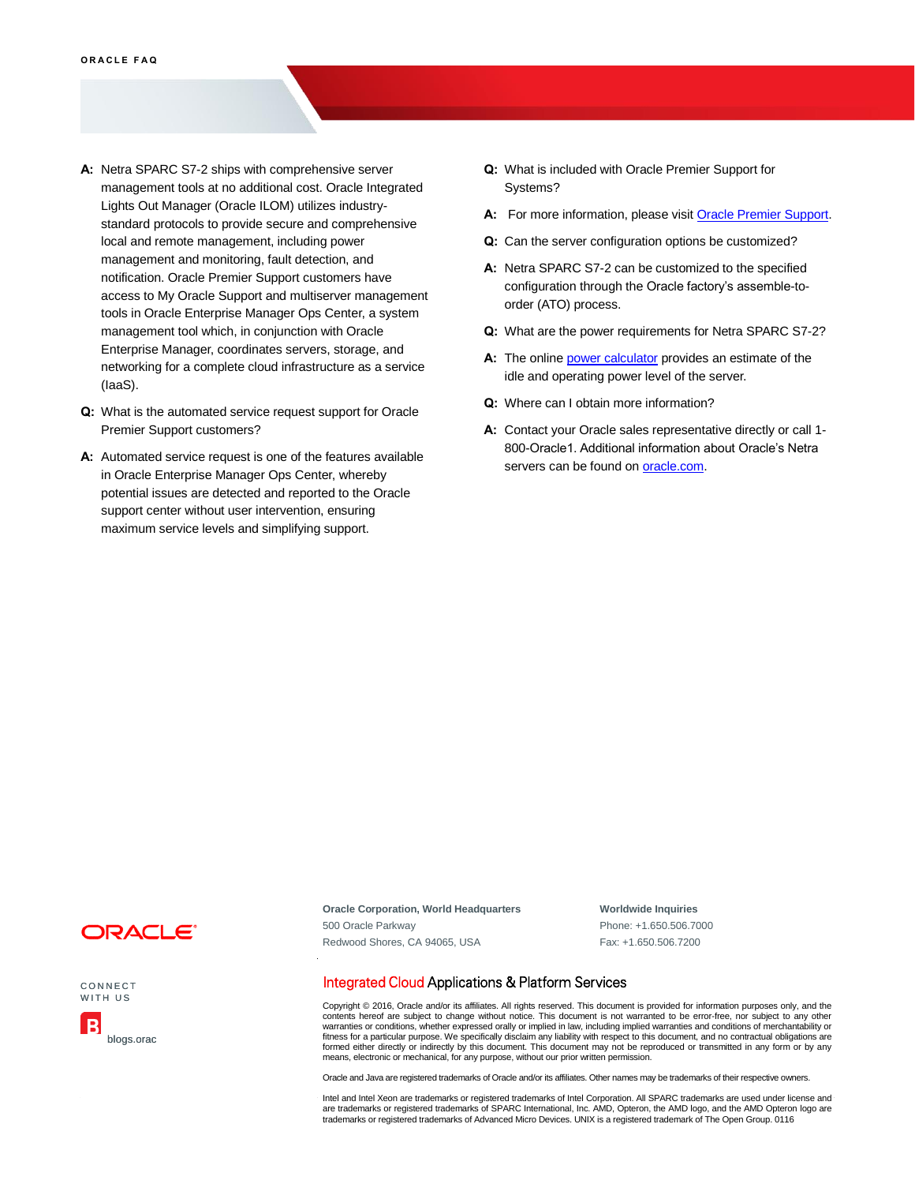**A:** Netra SPARC S7-2 ships with comprehensive server management tools at no additional cost. Oracle Integrated Lights Out Manager (Oracle ILOM) utilizes industry-standard protocols to provide secure and comprehensive local and remote management, including power management and monitoring, fault detection, and notification. Oracle Premier Support customers have access to My Oracle Support and multiserver management tools in Oracle Enterprise Manager Ops Center, a system management tool which, in conjunction with Oracle Enterprise Manager, coordinates servers, storage, and networking for a complete cloud infrastructure as a service (IaaS).

**Q:** What is the automated service request support for Oracle Premier Support customers?

**A:** Automated service request is one of the features available in Oracle Enterprise Manager Ops Center, whereby potential issues are detected and reported to the Oracle support center without user intervention, ensuring maximum service levels and simplifying support.

**Q:** What is included with Oracle Premier Support for Systems?

**A:** For more information, please visit Oracle Premier Support.

**Q:** Can the server configuration options be customized?

**A:** Netra SPARC S7-2 can be customized to the specified configuration through the Oracle factory's assemble-to-order (ATO) process.

**Q:** What are the power requirements for Netra SPARC S7-2?

**A:** The online power calculator provides an estimate of the idle and operating power level of the server.

**Q:** Where can I obtain more information?

**A:** Contact your Oracle sales representative directly or call 1-800-Oracle1. Additional information about Oracle's Netra servers can be found on oracle.com.

ORACLE

**Oracle Corporation, World Headquarters**
500 Oracle Parkway
Redwood Shores, CA 94065, USA

**Worldwide Inquiries**
Phone: +1.650.506.7000
Fax: +1.650.506.7200

CONNECT WITH US

blogs.orac

Integrated Cloud Applications & Platform Services

Copyright © 2016, Oracle and/or its affiliates. All rights reserved. This document is provided for information purposes only, and the contents hereof are subject to change without notice. This document is not warranted to be error-free, nor subject to any other warranties or conditions, whether expressed orally or implied in law, including implied warranties and conditions of merchantability or fitness for a particular purpose. We specifically disclaim any liability with respect to this document, and no contractual obligations are formed either directly or indirectly by this document. This document may not be reproduced or transmitted in any form or by any means, electronic or mechanical, for any purpose, without our prior written permission.

Oracle and Java are registered trademarks of Oracle and/or its affiliates. Other names may be trademarks of their respective owners.

Intel and Intel Xeon are trademarks or registered trademarks of Intel Corporation. All SPARC trademarks are used under license and are trademarks or registered trademarks of SPARC International, Inc. AMD, Opteron, the AMD logo, and the AMD Opteron logo are trademarks or registered trademarks of Advanced Micro Devices. UNIX is a registered trademark of The Open Group. 0116